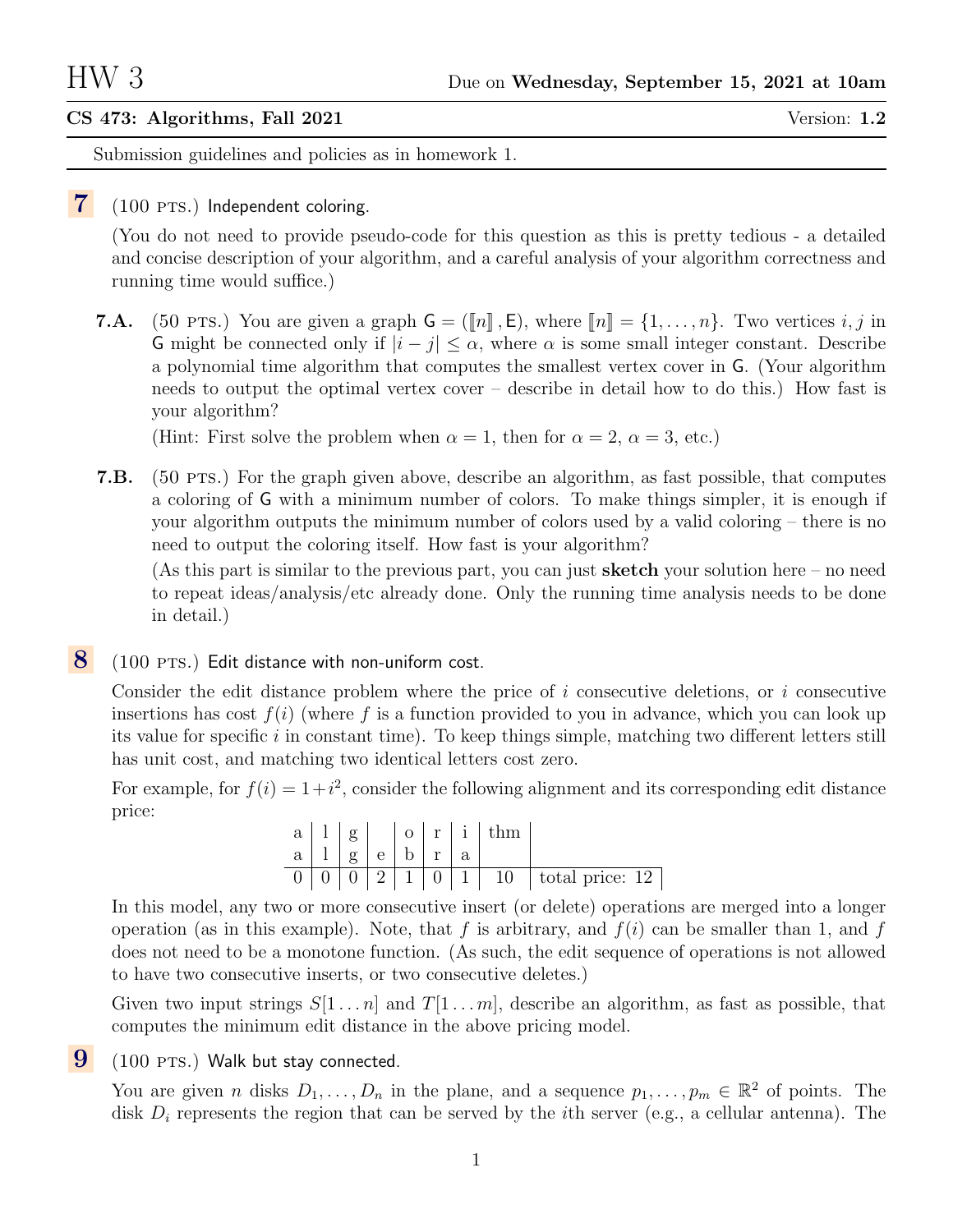# HW 3

Due on **Wednesday, September 15, 2021 at 10am**

**CS 473: Algorithms, Fall 2021** Version: **1.2**

Submission guidelines and policies as in homework 1.

**7** (100 PTS.) Independent coloring.

(You do not need to provide pseudo-code for this question as this is pretty tedious - a detailed and concise description of your algorithm, and a careful analysis of your algorithm correctness and running time would suffice.)

**7.A.** (50 PTS.) You are given a graph $\mathsf{G} = ([\![n]\!], \mathsf{E})$, where $[\![n]\!] = \{1, \ldots, n\}$. Two vertices $i, j$ in $\mathsf{G}$ might be connected only if $|i - j| \leq \alpha$, where $\alpha$ is some small integer constant. Describe a polynomial time algorithm that computes the smallest vertex cover in $\mathsf{G}$. (Your algorithm needs to output the optimal vertex cover – describe in detail how to do this.) How fast is your algorithm?

(Hint: First solve the problem when $\alpha = 1$, then for $\alpha = 2$, $\alpha = 3$, etc.)

**7.B.** (50 PTS.) For the graph given above, describe an algorithm, as fast possible, that computes a coloring of $\mathsf{G}$ with a minimum number of colors. To make things simpler, it is enough if your algorithm outputs the minimum number of colors used by a valid coloring – there is no need to output the coloring itself. How fast is your algorithm?

(As this part is similar to the previous part, you can just **sketch** your solution here – no need to repeat ideas/analysis/etc already done. Only the running time analysis needs to be done in detail.)

**8** (100 PTS.) Edit distance with non-uniform cost.

Consider the edit distance problem where the price of $i$ consecutive deletions, or $i$ consecutive insertions has cost $f(i)$ (where $f$ is a function provided to you in advance, which you can look up its value for specific $i$ in constant time). To keep things simple, matching two different letters still has unit cost, and matching two identical letters cost zero.

For example, for $f(i) = 1 + i^2$, consider the following alignment and its corresponding edit distance price:

| a | l | g | | o | r | i | thm | |
|---|---|---|---|---|---|---|---|---|
| a | l | g | e | b | r | a | | |
| 0 | 0 | 0 | 2 | 1 | 0 | 1 | 10 | total price: 12 |

In this model, any two or more consecutive insert (or delete) operations are merged into a longer operation (as in this example). Note, that $f$ is arbitrary, and $f(i)$ can be smaller than 1, and $f$ does not need to be a monotone function. (As such, the edit sequence of operations is not allowed to have two consecutive inserts, or two consecutive deletes.)

Given two input strings $S[1 \ldots n]$ and $T[1 \ldots m]$, describe an algorithm, as fast as possible, that computes the minimum edit distance in the above pricing model.

**9** (100 PTS.) Walk but stay connected.

You are given $n$ disks $D_1, \ldots, D_n$ in the plane, and a sequence $p_1, \ldots, p_m \in \mathbb{R}^2$ of points. The disk $D_i$ represents the region that can be served by the $i$th server (e.g., a cellular antenna). The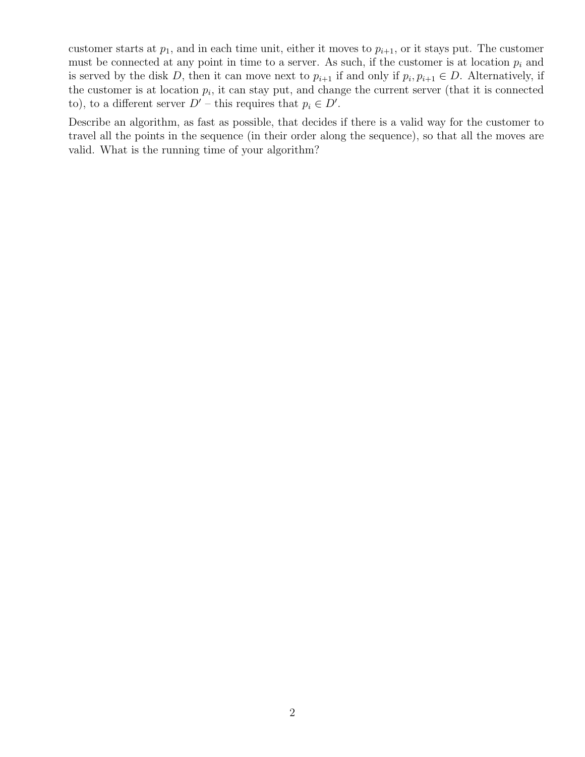customer starts at $p_1$, and in each time unit, either it moves to $p_{i+1}$, or it stays put. The customer must be connected at any point in time to a server. As such, if the customer is at location $p_i$ and is served by the disk $D$, then it can move next to $p_{i+1}$ if and only if $p_i, p_{i+1} \in D$. Alternatively, if the customer is at location $p_i$, it can stay put, and change the current server (that it is connected to), to a different server $D'$ – this requires that $p_i \in D'$.

Describe an algorithm, as fast as possible, that decides if there is a valid way for the customer to travel all the points in the sequence (in their order along the sequence), so that all the moves are valid. What is the running time of your algorithm?